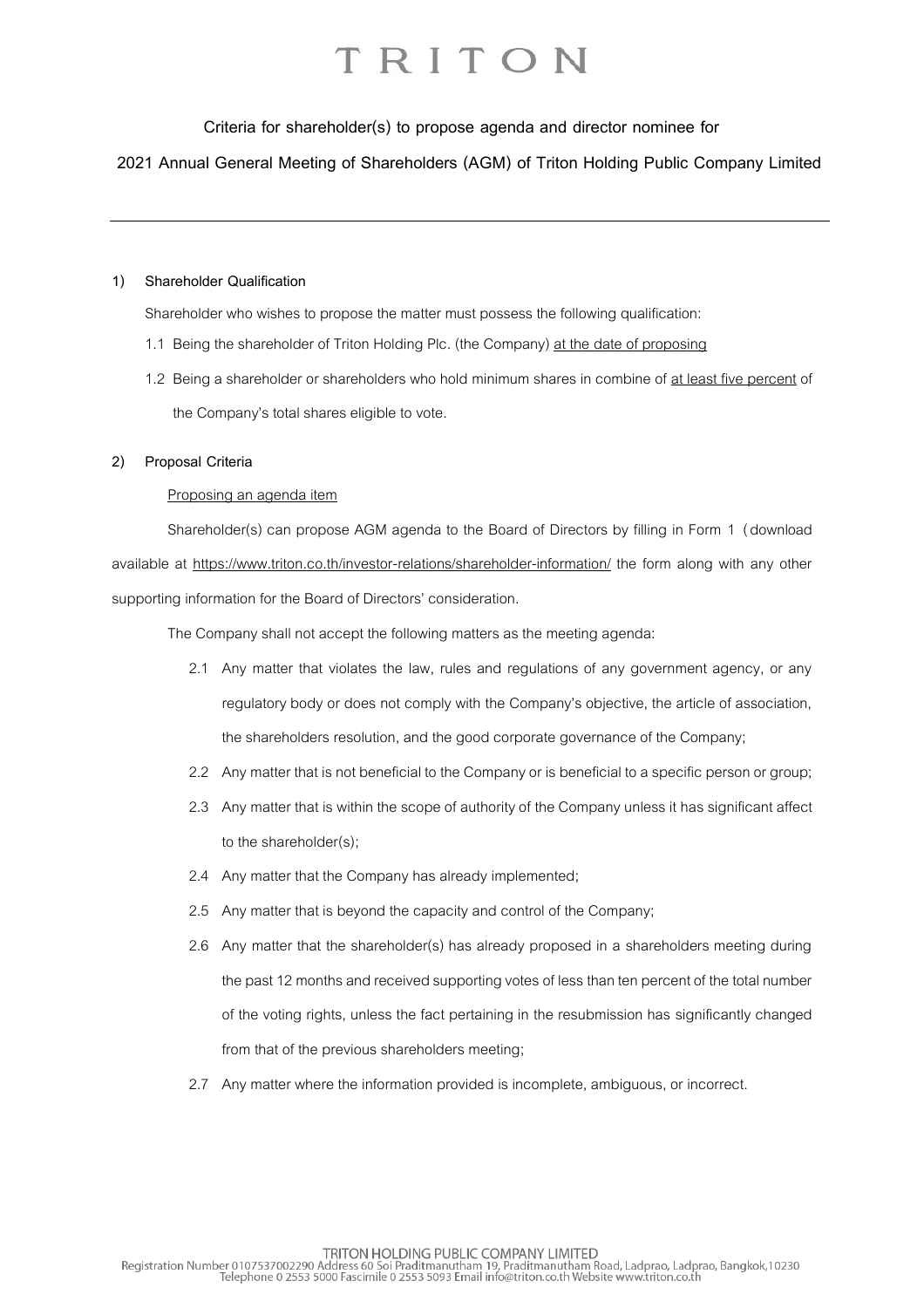# TRITON

**Criteria for shareholder(s) to propose agenda and director nominee for**

**2021 Annual General Meeting of Shareholders (AGM) of Triton Holding Public Company Limited**

---

**1) Shareholder Qualification**

Shareholder who wishes to propose the matter must possess the following qualification:

1.1 Being the shareholder of Triton Holding Plc. (the Company) <u>at the date of proposing</u>

1.2 Being a shareholder or shareholders who hold minimum shares in combine of <u>at least five percent</u> of the Company's total shares eligible to vote.

**2) Proposal Criteria**

<u>Proposing an agenda item</u>

Shareholder(s) can propose AGM agenda to the Board of Directors by filling in Form 1 (download available at https://www.triton.co.th/investor-relations/shareholder-information/ the form along with any other supporting information for the Board of Directors' consideration.

The Company shall not accept the following matters as the meeting agenda:

2.1 Any matter that violates the law, rules and regulations of any government agency, or any regulatory body or does not comply with the Company's objective, the article of association, the shareholders resolution, and the good corporate governance of the Company;

2.2 Any matter that is not beneficial to the Company or is beneficial to a specific person or group;

2.3 Any matter that is within the scope of authority of the Company unless it has significant affect to the shareholder(s);

2.4 Any matter that the Company has already implemented;

2.5 Any matter that is beyond the capacity and control of the Company;

2.6 Any matter that the shareholder(s) has already proposed in a shareholders meeting during the past 12 months and received supporting votes of less than ten percent of the total number of the voting rights, unless the fact pertaining in the resubmission has significantly changed from that of the previous shareholders meeting;

2.7 Any matter where the information provided is incomplete, ambiguous, or incorrect.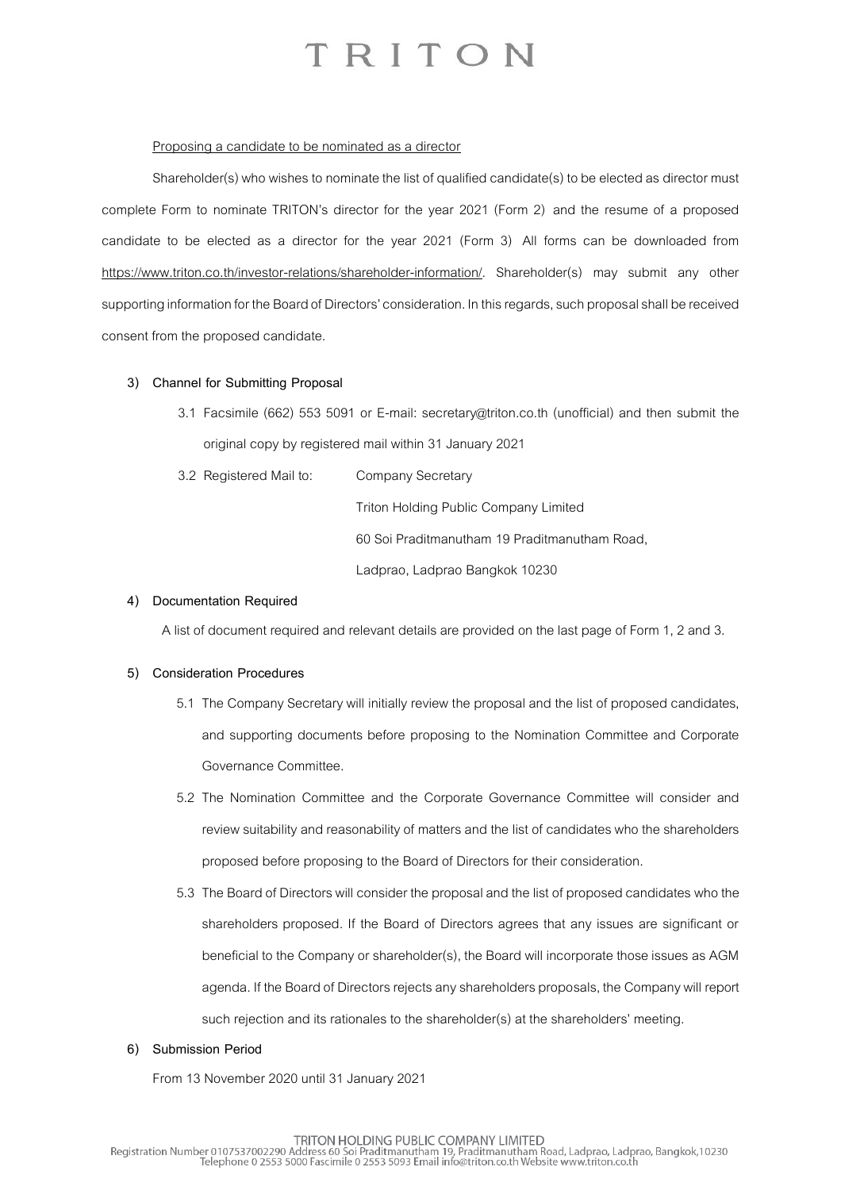Proposing a candidate to be nominated as a director

Shareholder(s) who wishes to nominate the list of qualified candidate(s) to be elected as director must complete Form to nominate TRITON's director for the year 2021 (Form 2) and the resume of a proposed candidate to be elected as a director for the year 2021 (Form 3) All forms can be downloaded from https://www.triton.co.th/investor-relations/shareholder-information/. Shareholder(s) may submit any other supporting information for the Board of Directors' consideration. In this regards, such proposal shall be received consent from the proposed candidate.

**3) Channel for Submitting Proposal**

3.1 Facsimile (662) 553 5091 or E-mail: secretary@triton.co.th (unofficial) and then submit the original copy by registered mail within 31 January 2021

3.2 Registered Mail to: Company Secretary
Triton Holding Public Company Limited
60 Soi Praditmanutham 19 Praditmanutham Road,
Ladprao, Ladprao Bangkok 10230

**4) Documentation Required**

A list of document required and relevant details are provided on the last page of Form 1, 2 and 3.

**5) Consideration Procedures**

5.1 The Company Secretary will initially review the proposal and the list of proposed candidates, and supporting documents before proposing to the Nomination Committee and Corporate Governance Committee.

5.2 The Nomination Committee and the Corporate Governance Committee will consider and review suitability and reasonability of matters and the list of candidates who the shareholders proposed before proposing to the Board of Directors for their consideration.

5.3 The Board of Directors will consider the proposal and the list of proposed candidates who the shareholders proposed. If the Board of Directors agrees that any issues are significant or beneficial to the Company or shareholder(s), the Board will incorporate those issues as AGM agenda. If the Board of Directors rejects any shareholders proposals, the Company will report such rejection and its rationales to the shareholder(s) at the shareholders' meeting.

**6) Submission Period**

From 13 November 2020 until 31 January 2021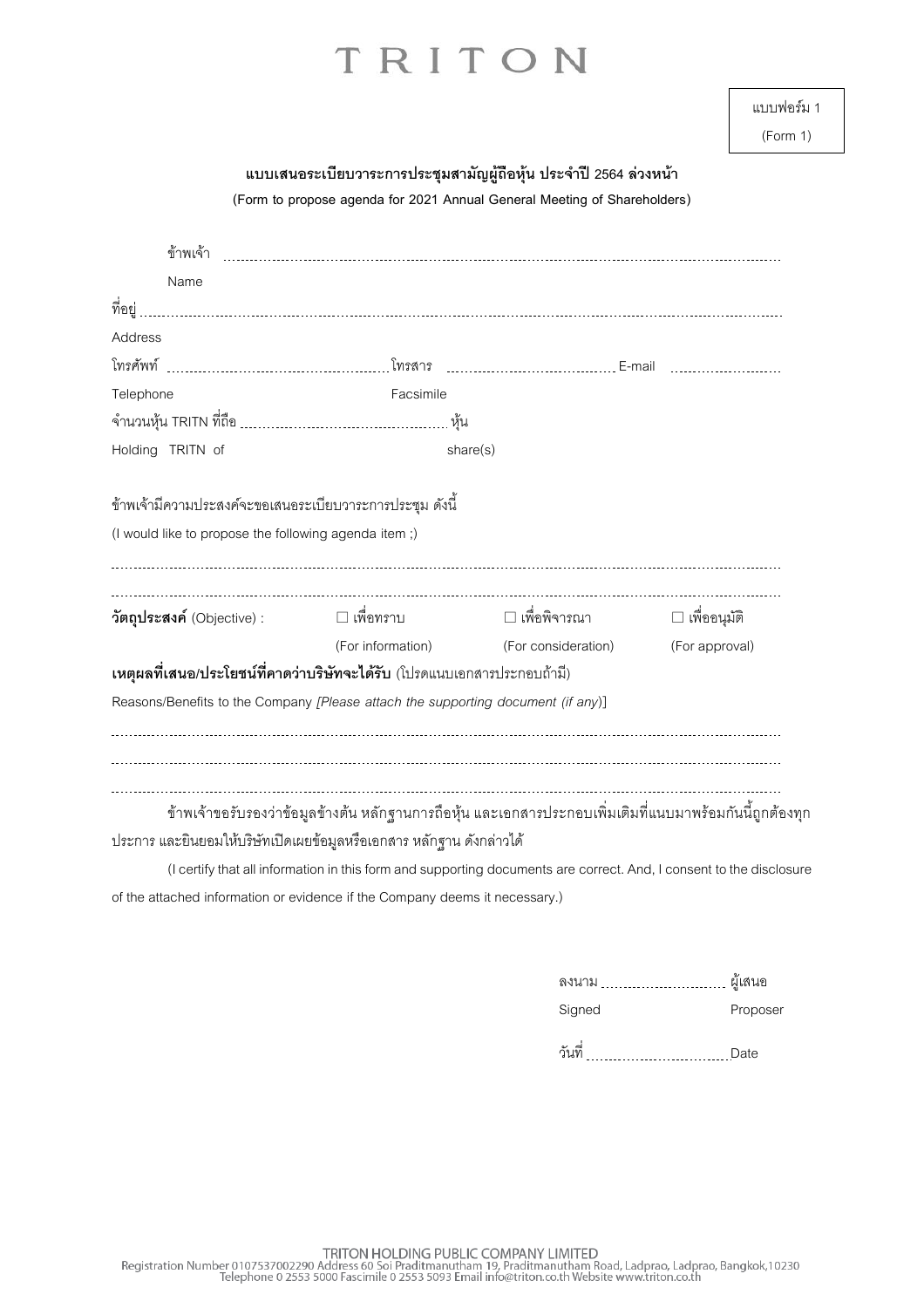# TRITON

แบบฟอร์ม 1
(Form 1)

**แบบเสนอระเบียบวาระการประชุมสามัญผู้ถือหุ้น ประจำปี 2564 ล่วงหน้า**
**(Form to propose agenda for 2021 Annual General Meeting of Shareholders)**

ข้าพเจ้า ..........................................................................................................................................
Name

ที่อยู่ ....................................................................................................................................................
Address

โทรศัพท์ .................................................. โทรสาร .......................................... E-mail .......................
Telephone Facsimile

จำนวนหุ้น TRITN ที่ถือ ............................................ หุ้น
Holding TRITN of share(s)

ข้าพเจ้ามีความประสงค์จะขอเสนอระเบียบวาระการประชุม ดังนี้
(I would like to propose the following agenda item ;)

..........................................................................................................................................................

..........................................................................................................................................................

**วัตถุประสงค์** (Objective) : ☐ เพื่อทราบ (For information) ☐ เพื่อพิจารณา (For consideration) ☐ เพื่ออนุมัติ (For approval)

**เหตุผลที่เสนอ/ประโยชน์ที่คาดว่าบริษัทจะได้รับ** (โปรดแนบเอกสารประกอบถ้ามี)
Reasons/Benefits to the Company *[Please attach the supporting document (if any)]*

..........................................................................................................................................................

..........................................................................................................................................................

..........................................................................................................................................................

ข้าพเจ้าขอรับรองว่าข้อมูลข้างต้น หลักฐานการถือหุ้น และเอกสารประกอบเพิ่มเติมที่แนบมาพร้อมกันนี้ถูกต้องทุกประการ และยินยอมให้บริษัทเปิดเผยข้อมูลหรือเอกสาร หลักฐาน ดังกล่าวได้

(I certify that all information in this form and supporting documents are correct. And, I consent to the disclosure of the attached information or evidence if the Company deems it necessary.)

ลงนาม ................................ ผู้เสนอ
Signed Proposer

วันที่ .................................. Date

TRITON HOLDING PUBLIC COMPANY LIMITED
Registration Number 0107537002290 Address 60 Soi Praditmanutham 19, Praditmanutham Road, Ladprao, Ladprao, Bangkok,10230
Telephone 0 2553 5000 Fascimile 0 2553 5093 Email info@triton.co.th Website www.triton.co.th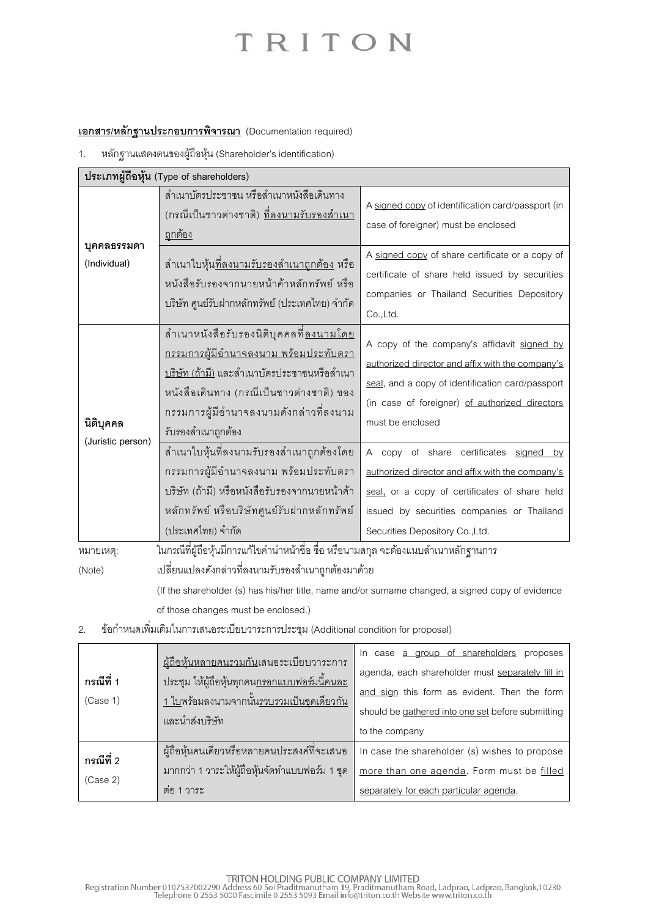# TRITON

**<u>เอกสาร/หลักฐานประกอบการพิจารณา</u>** (Documentation required)

1. หลักฐานแสดงตนของผู้ถือหุ้น (Shareholder's identification)

| **ประเภทผู้ถือหุ้น (Type of shareholders)** | | |
|---|---|---|
| บุคคลธรรมดา (Individual) | สำเนาบัตรประชาชน หรือสำเนาหนังสือเดินทาง (กรณีเป็นชาวต่างชาติ) <u>ที่ลงนามรับรองสำเนาถูกต้อง</u> | A <u>signed copy</u> of identification card/passport (in case of foreigner) must be enclosed |
| | สำเนาใบหุ้น<u>ที่ลงนามรับรองสำเนาถูกต้อง</u> หรือหนังสือรับรองจากนายหน้าค้าหลักทรัพย์ หรือ บริษัท ศูนย์รับฝากหลักทรัพย์ (ประเทศไทย) จำกัด | A <u>signed copy</u> of share certificate or a copy of certificate of share held issued by securities companies or Thailand Securities Depository Co.,Ltd. |
| นิติบุคคล (Juristic person) | สำเนาหนังสือรับรองนิติบุคคลที่<u>ลงนามโดยกรรมการผู้มีอำนาจลงนาม พร้อมประทับตราบริษัท (ถ้ามี)</u> และสำเนาบัตรประชาชนหรือสำเนาหนังสือเดินทาง (กรณีเป็นชาวต่างชาติ) ของกรรมการผู้มีอำนาจลงนามดังกล่าวที่ลงนามรับรองสำเนาถูกต้อง | A copy of the company's affidavit <u>signed by authorized director and affix with the company's seal</u>, and a copy of identification card/passport (in case of foreigner) <u>of authorized directors</u> must be enclosed |
| | สำเนาใบหุ้นที่ลงนามรับรองสำเนาถูกต้องโดยกรรมการผู้มีอำนาจลงนาม พร้อมประทับตราบริษัท (ถ้ามี) หรือหนังสือรับรองจากนายหน้าค้าหลักทรัพย์ หรือบริษัทศูนย์รับฝากหลักทรัพย์ (ประเทศไทย) จำกัด | A copy of share certificates <u>signed by authorized director and affix with the company's seal</u>, or a copy of certificates of share held issued by securities companies or Thailand Securities Depository Co.,Ltd. |

หมายเหตุ: (Note) ในกรณีที่ผู้ถือหุ้นมีการแก้ไขคำนำหน้าชื่อ ชื่อ หรือนามสกุล จะต้องแนบสำเนาหลักฐานการเปลี่ยนแปลงดังกล่าวที่ลงนามรับรองสำเนาถูกต้องมาด้วย

(If the shareholder (s) has his/her title, name and/or surname changed, a signed copy of evidence of those changes must be enclosed.)

2. ข้อกำหนดเพิ่มเติมในการเสนอระเบียบวาระการประชุม (Additional condition for proposal)

| | | |
|---|---|---|
| กรณีที่ 1 (Case 1) | <u>ผู้ถือหุ้นหลายคนรวมกัน</u>เสนอระเบียบวาระการประชุม ให้ผู้ถือหุ้นทุกคน<u>กรอกแบบฟอร์มนี้คนละ 1 ใบ</u>พร้อมลงนามจากนั้น<u>รวบรวมเป็นชุดเดียวกัน</u>และนำส่งบริษัท | In case <u>a group of shareholders</u> proposes agenda, each shareholder must <u>separately fill in and sign</u> this form as evident. Then the form should be <u>gathered into one set</u> before submitting to the company |
| กรณีที่ 2 (Case 2) | ผู้ถือหุ้นคนเดียวหรือหลายคนประสงค์ที่จะเสนอมากกว่า 1 วาระให้ผู้ถือหุ้นจัดทำแบบฟอร์ม 1 ชุด ต่อ 1 วาระ | In case the shareholder (s) wishes to propose <u>more than one agenda</u>, Form must be <u>filled separately for each particular agenda</u>. |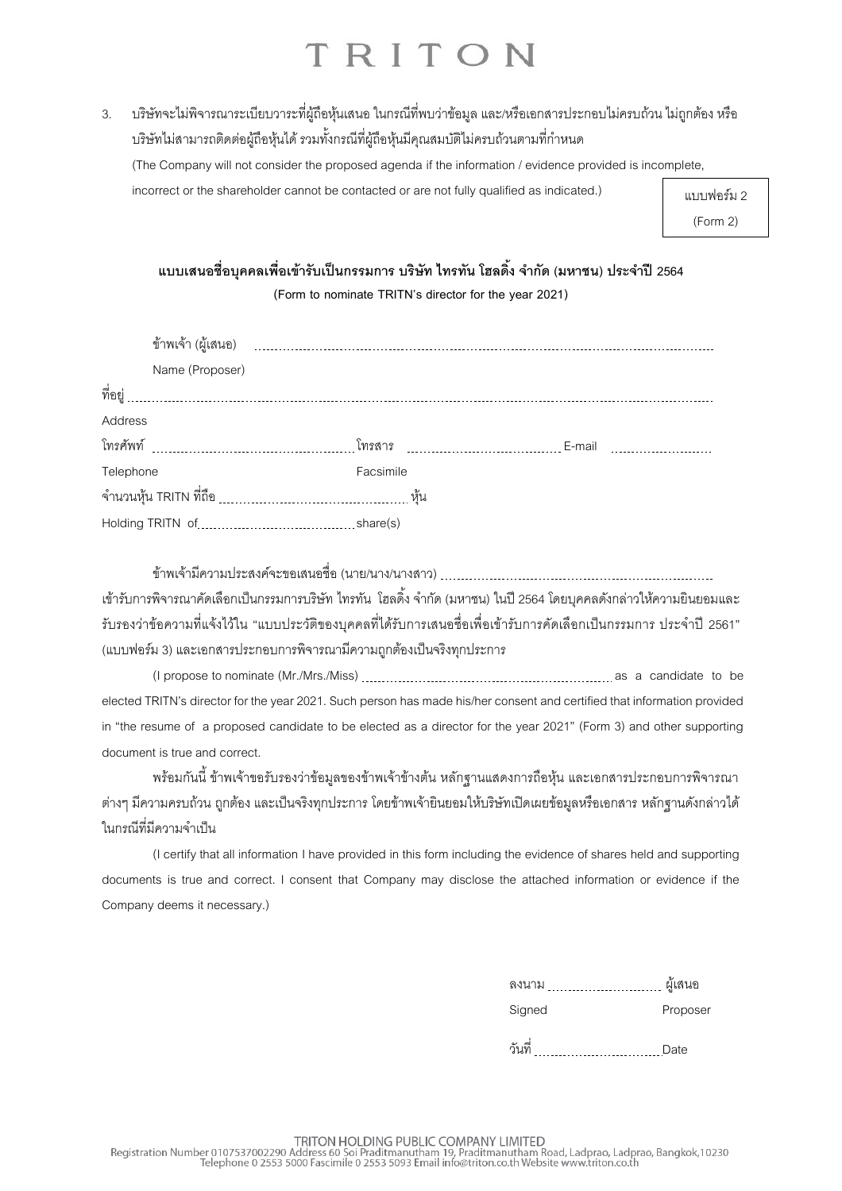3. บริษัทจะไม่พิจารณาระเบียบวาระที่ผู้ถือหุ้นเสนอ ในกรณีที่พบว่าข้อมูล และ/หรือเอกสารประกอบไม่ครบถ้วน ไม่ถูกต้อง หรือบริษัทไม่สามารถติดต่อผู้ถือหุ้นได้ รวมทั้งกรณีที่ผู้ถือหุ้นมีคุณสมบัติไม่ครบถ้วนตามที่กำหนด

   (The Company will not consider the proposed agenda if the information / evidence provided is incomplete, incorrect or the shareholder cannot be contacted or are not fully qualified as indicated.)

แบบฟอร์ม 2
(Form 2)

## แบบเสนอชื่อบุคคลเพื่อเข้ารับเป็นกรรมการ บริษัท ไทรทัน โฮลดิ้ง จำกัด (มหาชน) ประจำปี 2564

**(Form to nominate TRITN's director for the year 2021)**

ข้าพเจ้า (ผู้เสนอ) ..............................................................................................
Name (Proposer)

ที่อยู่ ..............................................................................................................
Address

โทรศัพท์ .................................... โทรสาร .................................... E-mail ....................
Telephone Facsimile

จำนวนหุ้น TRITN ที่ถือ .................................... หุ้น
Holding TRITN of .................................... share(s)

ข้าพเจ้ามีความประสงค์จะขอเสนอชื่อ (นาย/นาง/นางสาว) .................................................... เข้ารับการพิจารณาคัดเลือกเป็นกรรมการบริษัท ไทรทัน โฮลดิ้ง จำกัด (มหาชน) ในปี 2564 โดยบุคคลดังกล่าวให้ความยินยอมและรับรองว่าข้อความที่แจ้งไว้ใน "แบบประวัติของบุคคลที่ได้รับการเสนอชื่อเพื่อเข้ารับการคัดเลือกเป็นกรรมการ ประจำปี 2561" (แบบฟอร์ม 3) และเอกสารประกอบการพิจารณามีความถูกต้องเป็นจริงทุกประการ

(I propose to nominate (Mr./Mrs./Miss) .................................................... as a candidate to be elected TRITN's director for the year 2021. Such person has made his/her consent and certified that information provided in "the resume of a proposed candidate to be elected as a director for the year 2021" (Form 3) and other supporting document is true and correct.

พร้อมกันนี้ ข้าพเจ้าขอรับรองว่าข้อมูลของข้าพเจ้าข้างต้น หลักฐานแสดงการถือหุ้น และเอกสารประกอบการพิจารณาต่างๆ มีความครบถ้วน ถูกต้อง และเป็นจริงทุกประการ โดยข้าพเจ้ายินยอมให้บริษัทเปิดเผยข้อมูลหรือเอกสาร หลักฐานดังกล่าวได้ในกรณีที่มีความจำเป็น

(I certify that all information I have provided in this form including the evidence of shares held and supporting documents is true and correct. I consent that Company may disclose the attached information or evidence if the Company deems it necessary.)

ลงนาม .................................... ผู้เสนอ
Signed Proposer

วันที่ .................................... Date

TRITON HOLDING PUBLIC COMPANY LIMITED
Registration Number 0107537002290 Address 60 Soi Praditmanutham 19, Praditmanutham Road, Ladprao, Ladprao, Bangkok,10230
Telephone 0 2553 5000 Fascimile 0 2553 5093 Email info@triton.co.th Website www.triton.co.th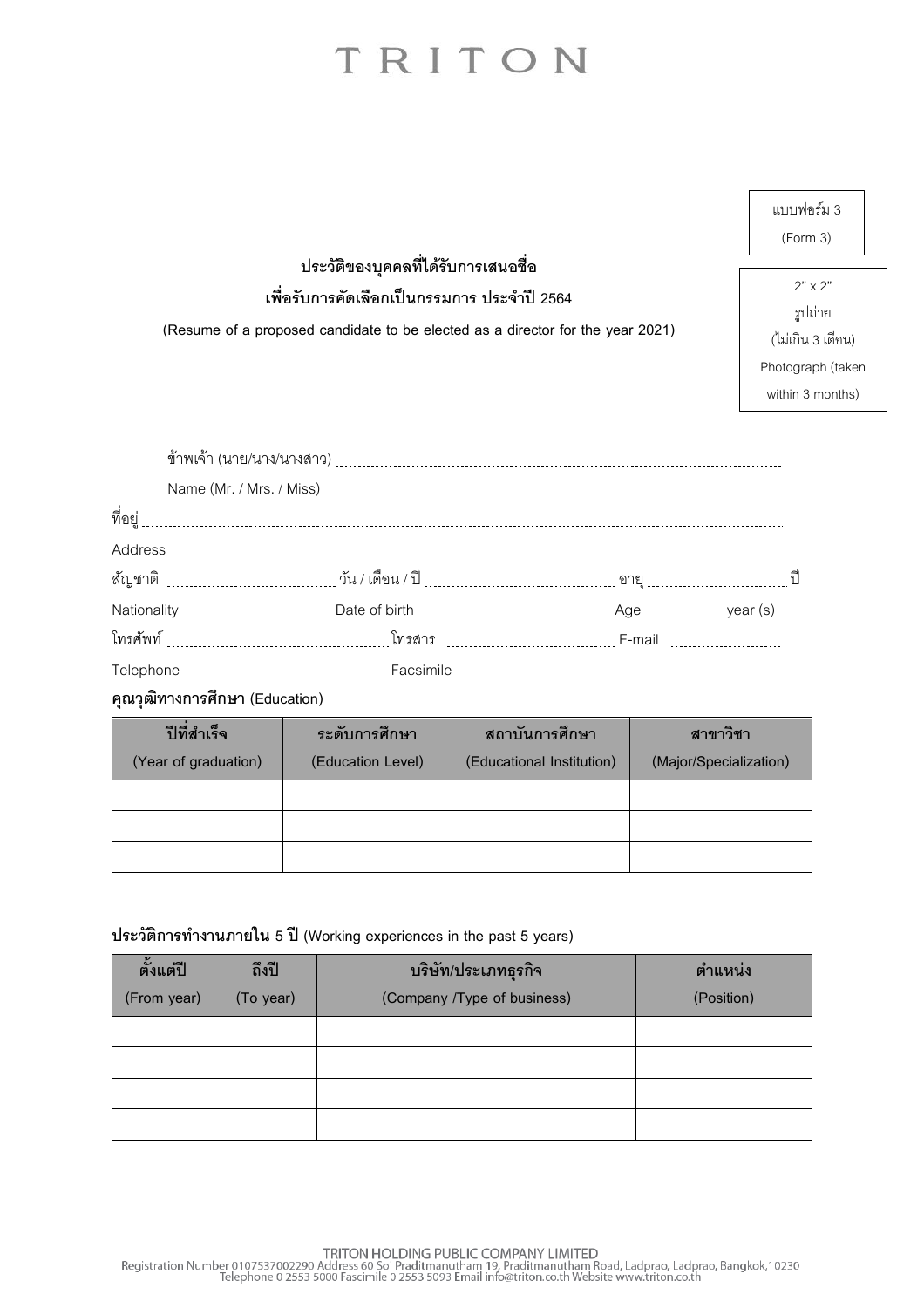# TRITON

แบบฟอร์ม 3
(Form 3)

2" x 2"
รูปถ่าย
(ไม่เกิน 3 เดือน)
Photograph (taken within 3 months)

**ประวัติของบุคคลที่ได้รับการเสนอชื่อ**

**เพื่อรับการคัดเลือกเป็นกรรมการ ประจำปี 2564**

**(Resume of a proposed candidate to be elected as a director for the year 2021)**

ข้าพเจ้า (นาย/นาง/นางสาว) ..............................................................................................

Name (Mr. / Mrs. / Miss)

ที่อยู่ ..............................................................................................................................

Address

สัญชาติ ................................ วัน / เดือน / ปี ................................ อายุ ........................ ปี

Nationality &nbsp;&nbsp;&nbsp;&nbsp; Date of birth &nbsp;&nbsp;&nbsp;&nbsp; Age &nbsp;&nbsp;&nbsp;&nbsp; year (s)

โทรศัพท์ ................................ โทรสาร ................................ E-mail ........................

Telephone &nbsp;&nbsp;&nbsp;&nbsp; Facsimile

**คุณวุฒิทางการศึกษา** (Education)

| ปีที่สำเร็จ (Year of graduation) | ระดับการศึกษา (Education Level) | สถาบันการศึกษา (Educational Institution) | สาขาวิชา (Major/Specialization) |
|---|---|---|---|
| | | | |
| | | | |
| | | | |

**ประวัติการทำงานภายใน 5 ปี** (Working experiences in the past 5 years)

| ตั้งแต่ปี (From year) | ถึงปี (To year) | บริษัท/ประเภทธุรกิจ (Company /Type of business) | ตำแหน่ง (Position) |
|---|---|---|---|
| | | | |
| | | | |
| | | | |
| | | | |

TRITON HOLDING PUBLIC COMPANY LIMITED
Registration Number 0107537002290 Address 60 Soi Praditmanutham 19, Praditmanutham Road, Ladprao, Ladprao, Bangkok,10230
Telephone 0 2553 5000 Fascimile 0 2553 5093 Email info@triton.co.th Website www.triton.co.th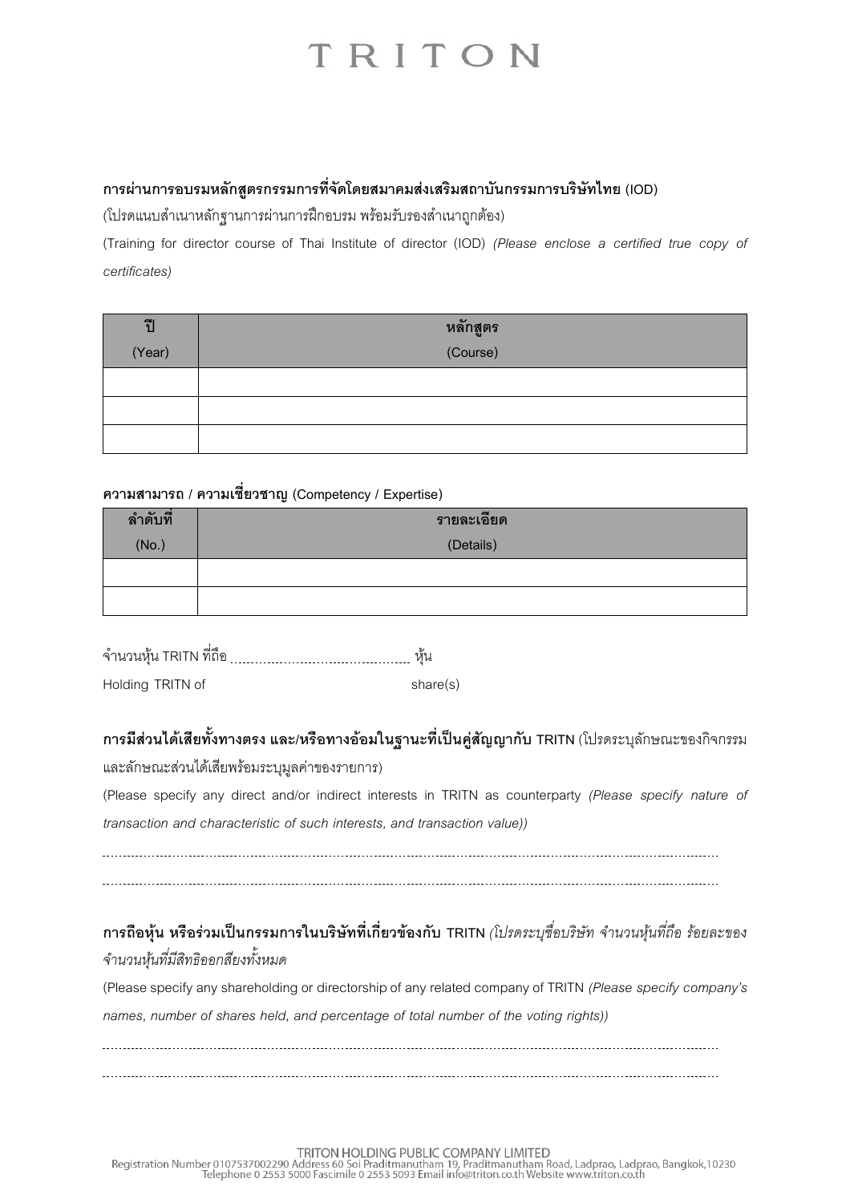**การผ่านการอบรมหลักสูตรกรรมการที่จัดโดยสมาคมส่งเสริมสถาบันกรรมการบริษัทไทย (IOD)**

(โปรดแนบสำเนาหลักฐานการผ่านการฝึกอบรม พร้อมรับรองสำเนาถูกต้อง)

(Training for director course of Thai Institute of director (IOD) *(Please enclose a certified true copy of certificates)*

| ปี (Year) | หลักสูตร (Course) |
|---|---|
| | |
| | |
| | |

**ความสามารถ / ความเชี่ยวชาญ (Competency / Expertise)**

| ลำดับที่ (No.) | รายละเอียด (Details) |
|---|---|
| | |
| | |

จำนวนหุ้น TRITN ที่ถือ .............................................. หุ้น

Holding TRITN of share(s)

**การมีส่วนได้เสียทั้งทางตรง และ/หรือทางอ้อมในฐานะที่เป็นคู่สัญญากับ TRITN** (โปรดระบุลักษณะของกิจกรรมและลักษณะส่วนได้เสียพร้อมระบุมูลค่าของรายการ)

(Please specify any direct and/or indirect interests in TRITN as counterparty *(Please specify nature of transaction and characteristic of such interests, and transaction value))*

..........................................................................................................................................................

..........................................................................................................................................................

**การถือหุ้น หรือร่วมเป็นกรรมการในบริษัทที่เกี่ยวข้องกับ TRITN** *(โปรดระบุชื่อบริษัท จำนวนหุ้นที่ถือ ร้อยละของจำนวนหุ้นที่มีสิทธิออกเสียงทั้งหมด*

(Please specify any shareholding or directorship of any related company of TRITN *(Please specify company's names, number of shares held, and percentage of total number of the voting rights))*

..........................................................................................................................................................

..........................................................................................................................................................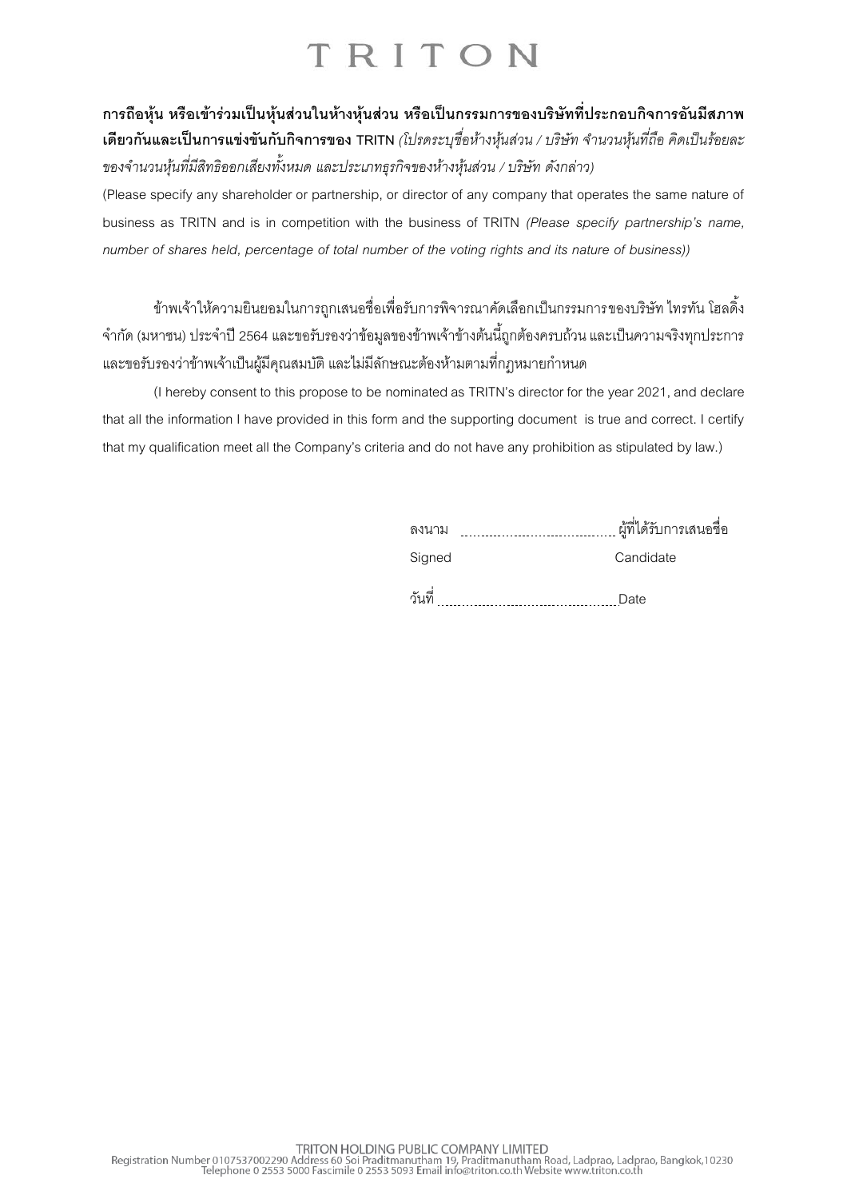# TRITON

**การถือหุ้น หรือเข้าร่วมเป็นหุ้นส่วนในห้างหุ้นส่วน หรือเป็นกรรมการของบริษัทที่ประกอบกิจการอันมีสภาพเดียวกันและเป็นการแข่งขันกับกิจการของ TRITN** *(โปรดระบุชื่อห้างหุ้นส่วน / บริษัท จำนวนหุ้นที่ถือ คิดเป็นร้อยละของจำนวนหุ้นที่มีสิทธิออกเสียงทั้งหมด และประเภทธุรกิจของห้างหุ้นส่วน / บริษัท ดังกล่าว)*

(Please specify any shareholder or partnership, or director of any company that operates the same nature of business as TRITN and is in competition with the business of TRITN *(Please specify partnership's name, number of shares held, percentage of total number of the voting rights and its nature of business))*

ข้าพเจ้าให้ความยินยอมในการถูกเสนอชื่อเพื่อรับการพิจารณาคัดเลือกเป็นกรรมการของบริษัท ไทรทัน โฮลดิ้ง จำกัด (มหาชน) ประจำปี 2564 และขอรับรองว่าข้อมูลของข้าพเจ้าข้างต้นนี้ถูกต้องครบถ้วน และเป็นความจริงทุกประการ และขอรับรองว่าข้าพเจ้าเป็นผู้มีคุณสมบัติ และไม่มีลักษณะต้องห้ามตามที่กฎหมายกำหนด

(I hereby consent to this propose to be nominated as TRITN's director for the year 2021, and declare that all the information I have provided in this form and the supporting document is true and correct. I certify that my qualification meet all the Company's criteria and do not have any prohibition as stipulated by law.)

ลงนาม .................................... ผู้ที่ได้รับการเสนอชื่อ

Signed Candidate

วันที่ .......................................... Date

TRITON HOLDING PUBLIC COMPANY LIMITED
Registration Number 0107537002290 Address 60 Soi Praditmanutham 19, Praditmanutham Road, Ladprao, Ladprao, Bangkok,10230
Telephone 0 2553 5000 Fascimile 0 2553 5093 Email info@triton.co.th Website www.triton.co.th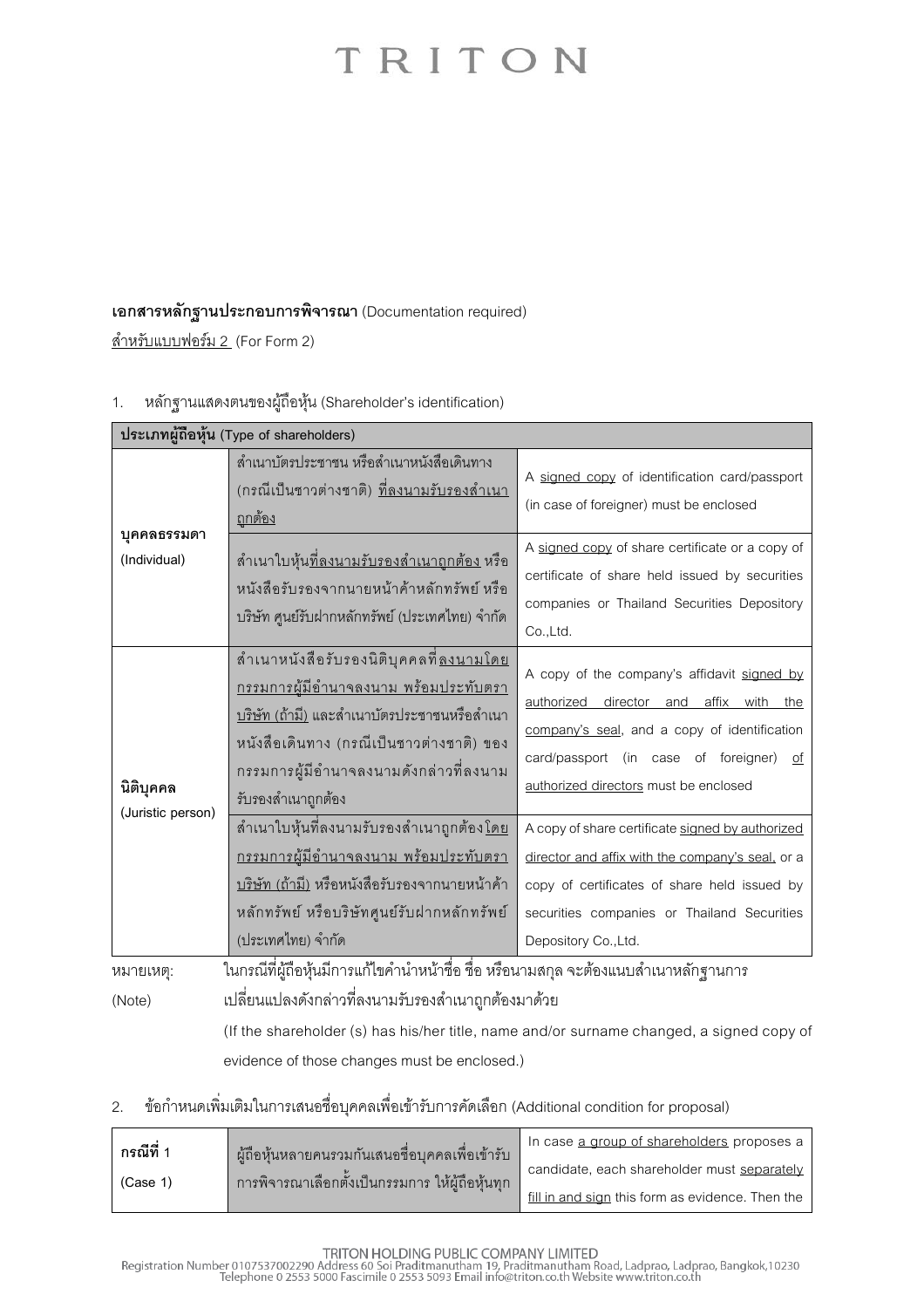**เอกสารหลักฐานประกอบการพิจารณา** (Documentation required)

สำหรับแบบฟอร์ม 2 (For Form 2)

1. หลักฐานแสดงตนของผู้ถือหุ้น (Shareholder's identification)

| **ประเภทผู้ถือหุ้น (Type of shareholders)** | | |
|---|---|---|
| **บุคคลธรรมดา** (Individual) | สำเนาบัตรประชาชน หรือสำเนาหนังสือเดินทาง (กรณีเป็นชาวต่างชาติ) ที่ลงนามรับรองสำเนาถูกต้อง | A signed copy of identification card/passport (in case of foreigner) must be enclosed |
| | สำเนาใบหุ้นที่ลงนามรับรองสำเนาถูกต้อง หรือหนังสือรับรองจากนายหน้าค้าหลักทรัพย์ หรือบริษัท ศูนย์รับฝากหลักทรัพย์ (ประเทศไทย) จำกัด | A signed copy of share certificate or a copy of certificate of share held issued by securities companies or Thailand Securities Depository Co.,Ltd. |
| **นิติบุคคล** (Juristic person) | สำเนาหนังสือรับรองนิติบุคคลที่ลงนามโดยกรรมการผู้มีอำนาจลงนาม พร้อมประทับตราบริษัท (ถ้ามี) และสำเนาบัตรประชาชนหรือสำเนาหนังสือเดินทาง (กรณีเป็นชาวต่างชาติ) ของกรรมการผู้มีอำนาจลงนามดังกล่าวที่ลงนามรับรองสำเนาถูกต้อง | A copy of the company's affidavit signed by authorized director and affix with the company's seal, and a copy of identification card/passport (in case of foreigner) of authorized directors must be enclosed |
| | สำเนาใบหุ้นที่ลงนามรับรองสำเนาถูกต้องโดยกรรมการผู้มีอำนาจลงนาม พร้อมประทับตราบริษัท (ถ้ามี) หรือหนังสือรับรองจากนายหน้าค้าหลักทรัพย์ หรือบริษัทศูนย์รับฝากหลักทรัพย์ (ประเทศไทย) จำกัด | A copy of share certificate signed by authorized director and affix with the company's seal, or a copy of certificates of share held issued by securities companies or Thailand Securities Depository Co.,Ltd. |

หมายเหตุ: (Note) ในกรณีที่ผู้ถือหุ้นมีการแก้ไขคำนำหน้าชื่อ ชื่อ หรือนามสกุล จะต้องแนบสำเนาหลักฐานการเปลี่ยนแปลงดังกล่าวที่ลงนามรับรองสำเนาถูกต้องมาด้วย

(If the shareholder (s) has his/her title, name and/or surname changed, a signed copy of evidence of those changes must be enclosed.)

2. ข้อกำหนดเพิ่มเติมในการเสนอชื่อบุคคลเพื่อเข้ารับการคัดเลือก (Additional condition for proposal)

| **กรณีที่ 1** (Case 1) | ผู้ถือหุ้นหลายคนรวมกันเสนอชื่อบุคคลเพื่อเข้ารับการพิจารณาเลือกตั้งเป็นกรรมการ ให้ผู้ถือหุ้นทุก | In case a group of shareholders proposes a candidate, each shareholder must separately fill in and sign this form as evidence. Then the |
|---|---|---|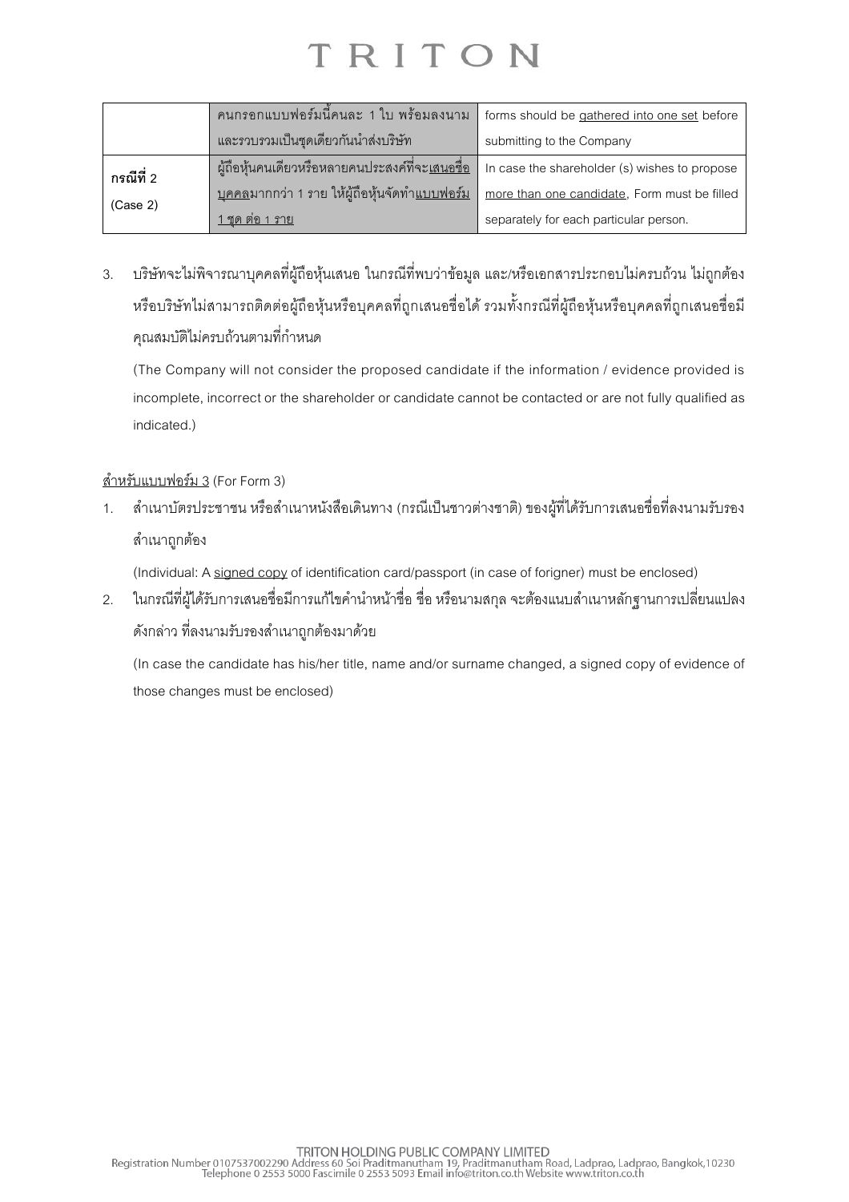| | | |
|---|---|---|
| | คนกรอกแบบฟอร์มนี้คนละ 1 ใบ พร้อมลงนาม และรวบรวมเป็นชุดเดียวกันนำส่งบริษัท | forms should be gathered into one set before submitting to the Company |
| **กรณีที่ 2** (Case 2) | ผู้ถือหุ้นคนเดียวหรือหลายคนประสงค์ที่จะเสนอชื่อบุคคลมากกว่า 1 ราย ให้ผู้ถือหุ้นจัดทำแบบฟอร์ม 1 ชุด ต่อ 1 ราย | In case the shareholder (s) wishes to propose more than one candidate, Form must be filled separately for each particular person. |

3. บริษัทจะไม่พิจารณาบุคคลที่ผู้ถือหุ้นเสนอ ในกรณีที่พบว่าข้อมูล และ/หรือเอกสารประกอบไม่ครบถ้วน ไม่ถูกต้อง หรือบริษัทไม่สามารถติดต่อผู้ถือหุ้นหรือบุคคลที่ถูกเสนอชื่อได้ รวมทั้งกรณีที่ผู้ถือหุ้นหรือบุคคลที่ถูกเสนอชื่อมีคุณสมบัติไม่ครบถ้วนตามที่กำหนด

   (The Company will not consider the proposed candidate if the information / evidence provided is incomplete, incorrect or the shareholder or candidate cannot be contacted or are not fully qualified as indicated.)

สำหรับแบบฟอร์ม 3 (For Form 3)

1. สำเนาบัตรประชาชน หรือสำเนาหนังสือเดินทาง (กรณีเป็นชาวต่างชาติ) ของผู้ที่ได้รับการเสนอชื่อที่ลงนามรับรองสำเนาถูกต้อง

   (Individual: A signed copy of identification card/passport (in case of foriger) must be enclosed)

2. ในกรณีที่ผู้ได้รับการเสนอชื่อมีการแก้ไขคำนำหน้าชื่อ ชื่อ หรือนามสกุล จะต้องแนบสำเนาหลักฐานการเปลี่ยนแปลงดังกล่าว ที่ลงนามรับรองสำเนาถูกต้องมาด้วย

   (In case the candidate has his/her title, name and/or surname changed, a signed copy of evidence of those changes must be enclosed)